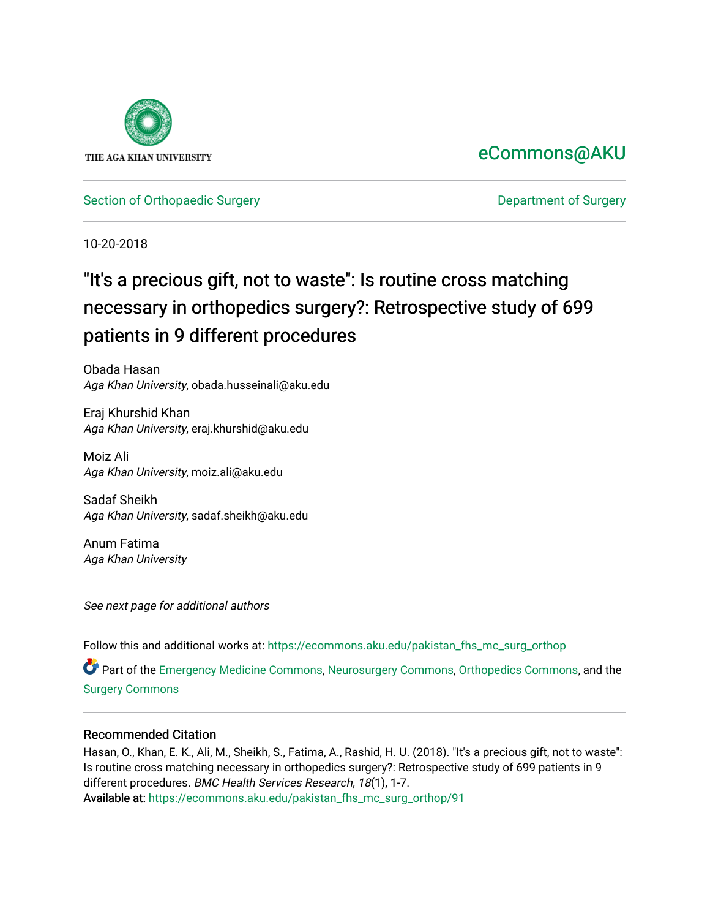THE AGA KHAN UNIVERSITY

eCommons@AKU

Section of Orthopaedic Surgery | Department of Surgery

10-20-2018

# "It's a precious gift, not to waste": Is routine cross matching necessary in orthopedics surgery?: Retrospective study of 699 patients in 9 different procedures

Obada Hasan
*Aga Khan University*, obada.husseinali@aku.edu

Eraj Khurshid Khan
*Aga Khan University*, eraj.khurshid@aku.edu

Moiz Ali
*Aga Khan University*, moiz.ali@aku.edu

Sadaf Sheikh
*Aga Khan University*, sadaf.sheikh@aku.edu

Anum Fatima
*Aga Khan University*

*See next page for additional authors*

Follow this and additional works at: https://ecommons.aku.edu/pakistan_fhs_mc_surg_orthop

Part of the Emergency Medicine Commons, Neurosurgery Commons, Orthopedics Commons, and the Surgery Commons

## Recommended Citation

Hasan, O., Khan, E. K., Ali, M., Sheikh, S., Fatima, A., Rashid, H. U. (2018). "It's a precious gift, not to waste": Is routine cross matching necessary in orthopedics surgery?: Retrospective study of 699 patients in 9 different procedures. *BMC Health Services Research, 18*(1), 1-7.
Available at: https://ecommons.aku.edu/pakistan_fhs_mc_surg_orthop/91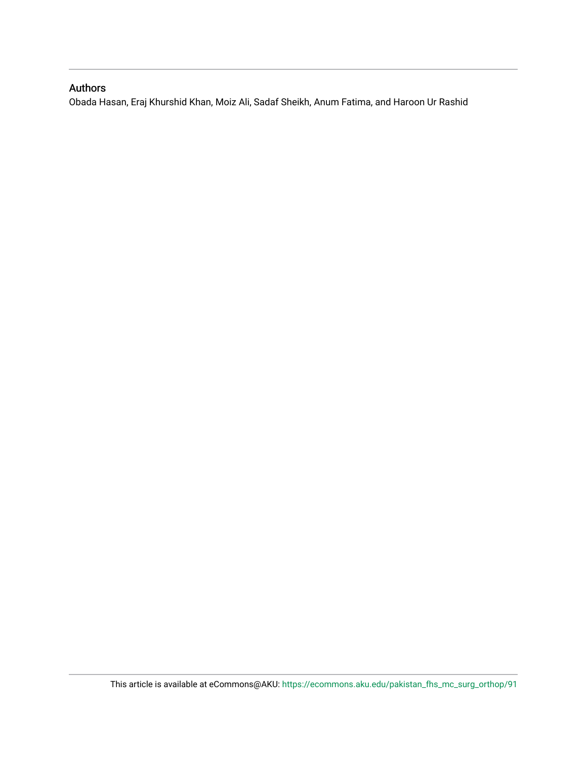## Authors

Obada Hasan, Eraj Khurshid Khan, Moiz Ali, Sadaf Sheikh, Anum Fatima, and Haroon Ur Rashid

This article is available at eCommons@AKU: https://ecommons.aku.edu/pakistan_fhs_mc_surg_orthop/91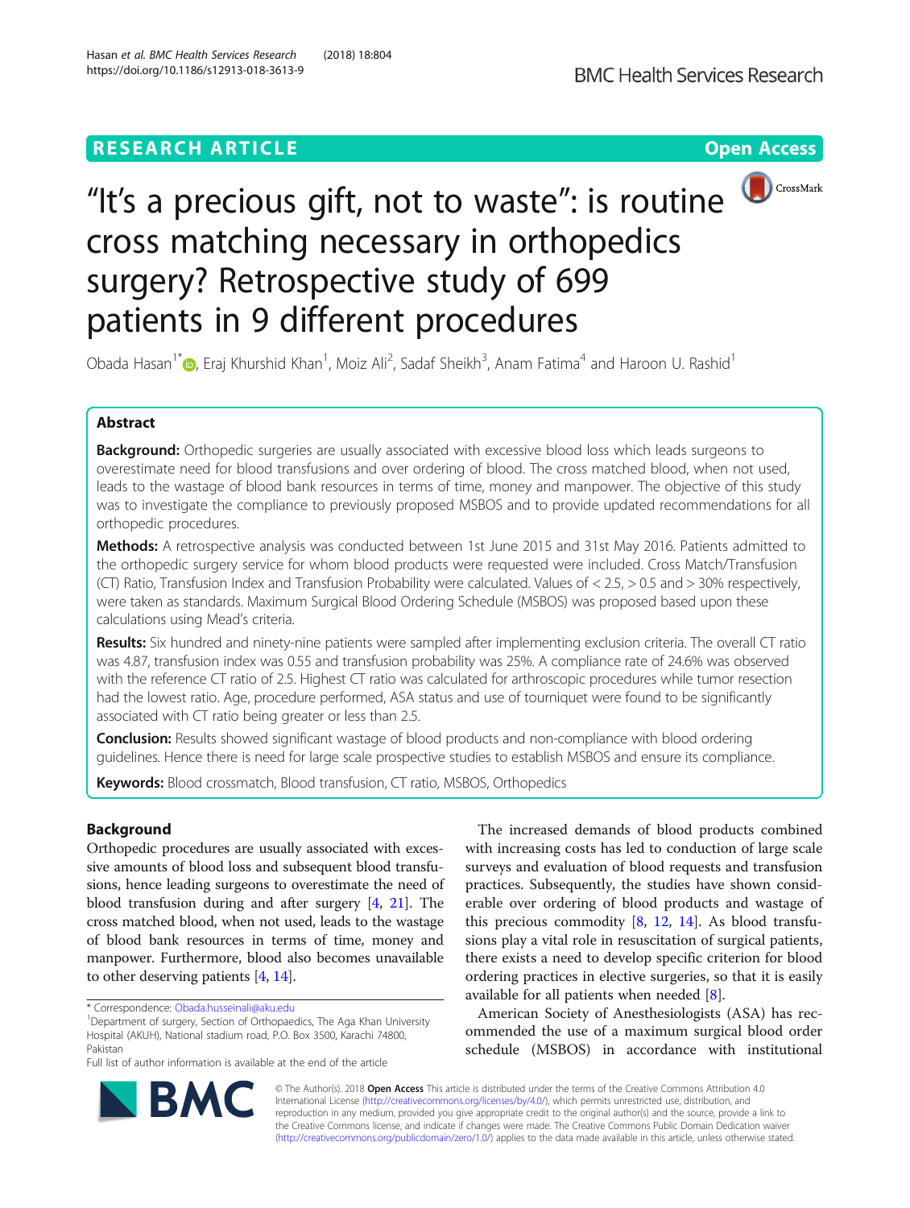# "It's a precious gift, not to waste": is routine cross matching necessary in orthopedics surgery? Retrospective study of 699 patients in 9 different procedures

Obada Hasan[1*], Eraj Khurshid Khan[1], Moiz Ali[2], Sadaf Sheikh[3], Anam Fatima[4] and Haroon U. Rashid[1]

## Abstract

**Background:** Orthopedic surgeries are usually associated with excessive blood loss which leads surgeons to overestimate need for blood transfusions and over ordering of blood. The cross matched blood, when not used, leads to the wastage of blood bank resources in terms of time, money and manpower. The objective of this study was to investigate the compliance to previously proposed MSBOS and to provide updated recommendations for all orthopedic procedures.

**Methods:** A retrospective analysis was conducted between 1st June 2015 and 31st May 2016. Patients admitted to the orthopedic surgery service for whom blood products were requested were included. Cross Match/Transfusion (CT) Ratio, Transfusion Index and Transfusion Probability were calculated. Values of < 2.5, > 0.5 and > 30% respectively, were taken as standards. Maximum Surgical Blood Ordering Schedule (MSBOS) was proposed based upon these calculations using Mead's criteria.

**Results:** Six hundred and ninety-nine patients were sampled after implementing exclusion criteria. The overall CT ratio was 4.87, transfusion index was 0.55 and transfusion probability was 25%. A compliance rate of 24.6% was observed with the reference CT ratio of 2.5. Highest CT ratio was calculated for arthroscopic procedures while tumor resection had the lowest ratio. Age, procedure performed, ASA status and use of tourniquet were found to be significantly associated with CT ratio being greater or less than 2.5.

**Conclusion:** Results showed significant wastage of blood products and non-compliance with blood ordering guidelines. Hence there is need for large scale prospective studies to establish MSBOS and ensure its compliance.

**Keywords:** Blood crossmatch, Blood transfusion, CT ratio, MSBOS, Orthopedics

## Background

Orthopedic procedures are usually associated with excessive amounts of blood loss and subsequent blood transfusions, hence leading surgeons to overestimate the need of blood transfusion during and after surgery [4, 21]. The cross matched blood, when not used, leads to the wastage of blood bank resources in terms of time, money and manpower. Furthermore, blood also becomes unavailable to other deserving patients [4, 14].

The increased demands of blood products combined with increasing costs has led to conduction of large scale surveys and evaluation of blood requests and transfusion practices. Subsequently, the studies have shown considerable over ordering of blood products and wastage of this precious commodity [8, 12, 14]. As blood transfusions play a vital role in resuscitation of surgical patients, there exists a need to develop specific criterion for blood ordering practices in elective surgeries, so that it is easily available for all patients when needed [8].

American Society of Anesthesiologists (ASA) has recommended the use of a maximum surgical blood order schedule (MSBOS) in accordance with institutional

\* Correspondence: Obada.husseinali@aku.edu
[1]Department of surgery, Section of Orthopaedics, The Aga Khan University Hospital (AKUH), National stadium road, P.O. Box 3500, Karachi 74800, Pakistan
Full list of author information is available at the end of the article

© The Author(s). 2018 **Open Access** This article is distributed under the terms of the Creative Commons Attribution 4.0 International License (http://creativecommons.org/licenses/by/4.0/), which permits unrestricted use, distribution, and reproduction in any medium, provided you give appropriate credit to the original author(s) and the source, provide a link to the Creative Commons license, and indicate if changes were made. The Creative Commons Public Domain Dedication waiver (http://creativecommons.org/publicdomain/zero/1.0/) applies to the data made available in this article, unless otherwise stated.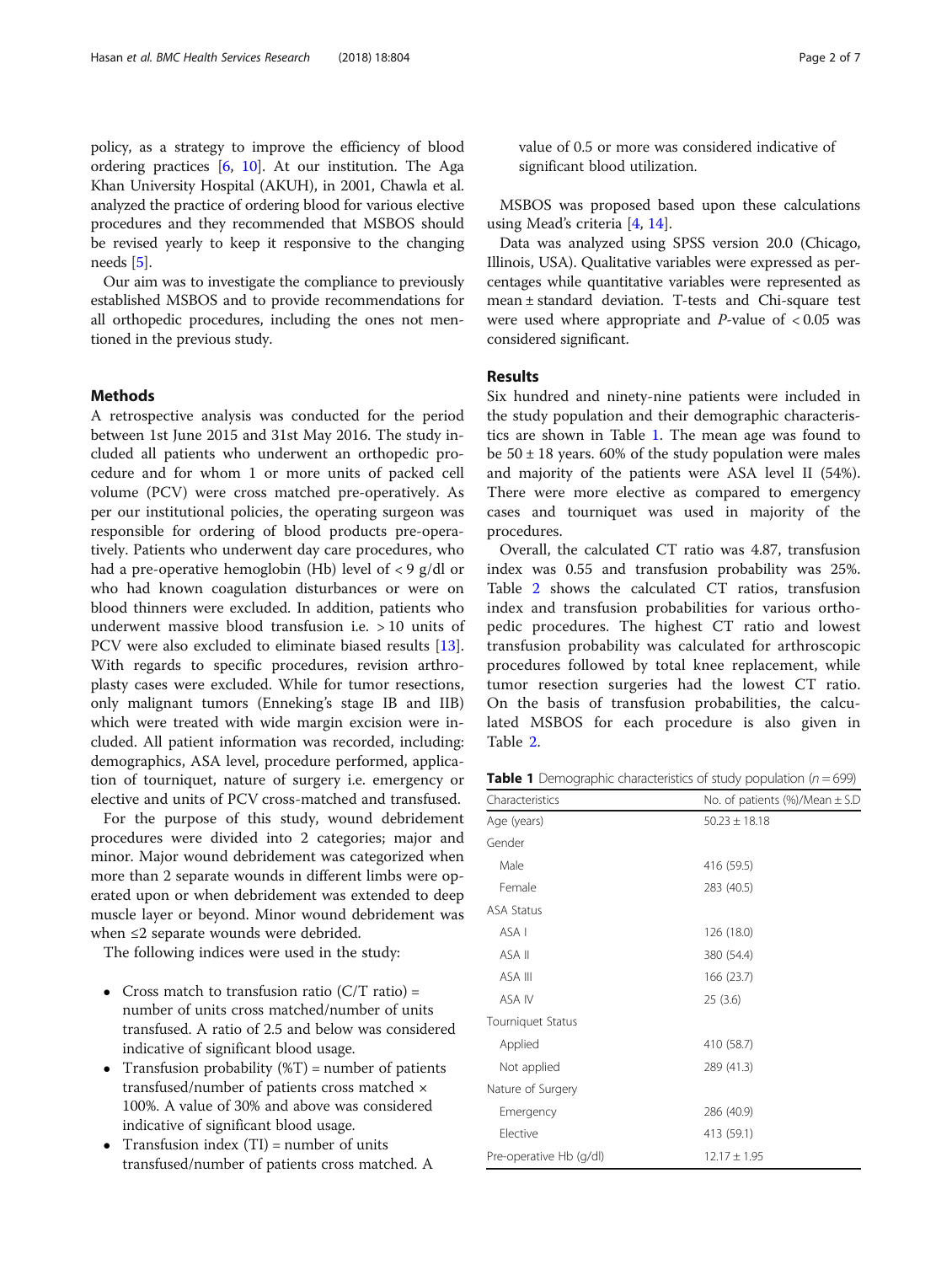policy, as a strategy to improve the efficiency of blood ordering practices [6, 10]. At our institution. The Aga Khan University Hospital (AKUH), in 2001, Chawla et al. analyzed the practice of ordering blood for various elective procedures and they recommended that MSBOS should be revised yearly to keep it responsive to the changing needs [5].

Our aim was to investigate the compliance to previously established MSBOS and to provide recommendations for all orthopedic procedures, including the ones not mentioned in the previous study.

## Methods

A retrospective analysis was conducted for the period between 1st June 2015 and 31st May 2016. The study included all patients who underwent an orthopedic procedure and for whom 1 or more units of packed cell volume (PCV) were cross matched pre-operatively. As per our institutional policies, the operating surgeon was responsible for ordering of blood products pre-operatively. Patients who underwent day care procedures, who had a pre-operative hemoglobin (Hb) level of < 9 g/dl or who had known coagulation disturbances or were on blood thinners were excluded. In addition, patients who underwent massive blood transfusion i.e. > 10 units of PCV were also excluded to eliminate biased results [13]. With regards to specific procedures, revision arthroplasty cases were excluded. While for tumor resections, only malignant tumors (Enneking's stage IB and IIB) which were treated with wide margin excision were included. All patient information was recorded, including: demographics, ASA level, procedure performed, application of tourniquet, nature of surgery i.e. emergency or elective and units of PCV cross-matched and transfused.

For the purpose of this study, wound debridement procedures were divided into 2 categories; major and minor. Major wound debridement was categorized when more than 2 separate wounds in different limbs were operated upon or when debridement was extended to deep muscle layer or beyond. Minor wound debridement was when ≤2 separate wounds were debrided.

The following indices were used in the study:

- Cross match to transfusion ratio (C/T ratio) = number of units cross matched/number of units transfused. A ratio of 2.5 and below was considered indicative of significant blood usage.
- Transfusion probability (%T) = number of patients transfused/number of patients cross matched × 100%. A value of 30% and above was considered indicative of significant blood usage.
- Transfusion index (TI) = number of units transfused/number of patients cross matched. A value of 0.5 or more was considered indicative of significant blood utilization.

MSBOS was proposed based upon these calculations using Mead's criteria [4, 14].

Data was analyzed using SPSS version 20.0 (Chicago, Illinois, USA). Qualitative variables were expressed as percentages while quantitative variables were represented as mean ± standard deviation. T-tests and Chi-square test were used where appropriate and *P*-value of < 0.05 was considered significant.

## Results

Six hundred and ninety-nine patients were included in the study population and their demographic characteristics are shown in Table 1. The mean age was found to be 50 ± 18 years. 60% of the study population were males and majority of the patients were ASA level II (54%). There were more elective as compared to emergency cases and tourniquet was used in majority of the procedures.

Overall, the calculated CT ratio was 4.87, transfusion index was 0.55 and transfusion probability was 25%. Table 2 shows the calculated CT ratios, transfusion index and transfusion probabilities for various orthopedic procedures. The highest CT ratio and lowest transfusion probability was calculated for arthroscopic procedures followed by total knee replacement, while tumor resection surgeries had the lowest CT ratio. On the basis of transfusion probabilities, the calculated MSBOS for each procedure is also given in Table 2.

**Table 1** Demographic characteristics of study population ($n = 699$)

| Characteristics | No. of patients (%)/Mean ± S.D |
|---|---|
| Age (years) | 50.23 ± 18.18 |
| Gender | |
| Male | 416 (59.5) |
| Female | 283 (40.5) |
| ASA Status | |
| ASA I | 126 (18.0) |
| ASA II | 380 (54.4) |
| ASA III | 166 (23.7) |
| ASA IV | 25 (3.6) |
| Tourniquet Status | |
| Applied | 410 (58.7) |
| Not applied | 289 (41.3) |
| Nature of Surgery | |
| Emergency | 286 (40.9) |
| Elective | 413 (59.1) |
| Pre-operative Hb (g/dl) | 12.17 ± 1.95 |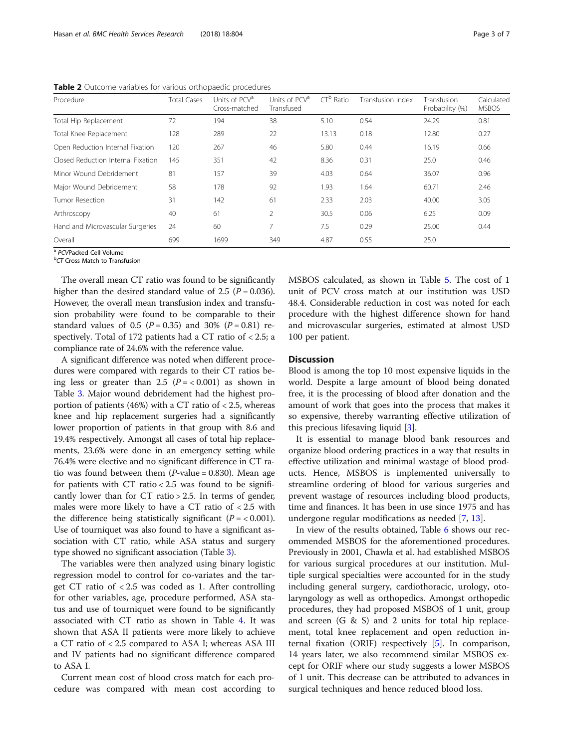**Table 2** Outcome variables for various orthopaedic procedures

| Procedure | Total Cases | Units of PCV[a] Cross-matched | Units of PCV[a] Transfused | CT[b] Ratio | Transfusion Index | Transfusion Probability (%) | Calculated MSBOS |
|---|---|---|---|---|---|---|---|
| Total Hip Replacement | 72 | 194 | 38 | 5.10 | 0.54 | 24.29 | 0.81 |
| Total Knee Replacement | 128 | 289 | 22 | 13.13 | 0.18 | 12.80 | 0.27 |
| Open Reduction Internal Fixation | 120 | 267 | 46 | 5.80 | 0.44 | 16.19 | 0.66 |
| Closed Reduction Internal Fixation | 145 | 351 | 42 | 8.36 | 0.31 | 25.0 | 0.46 |
| Minor Wound Debridement | 81 | 157 | 39 | 4.03 | 0.64 | 36.07 | 0.96 |
| Major Wound Debridement | 58 | 178 | 92 | 1.93 | 1.64 | 60.71 | 2.46 |
| Tumor Resection | 31 | 142 | 61 | 2.33 | 2.03 | 40.00 | 3.05 |
| Arthroscopy | 40 | 61 | 2 | 30.5 | 0.06 | 6.25 | 0.09 |
| Hand and Microvascular Surgeries | 24 | 60 | 7 | 7.5 | 0.29 | 25.00 | 0.44 |
| Overall | 699 | 1699 | 349 | 4.87 | 0.55 | 25.0 | |

[a] *PCV* Packed Cell Volume
[b] *CT* Cross Match to Transfusion

The overall mean CT ratio was found to be significantly higher than the desired standard value of 2.5 ($P = 0.036$). However, the overall mean transfusion index and transfusion probability were found to be comparable to their standard values of 0.5 ($P = 0.35$) and 30% ($P = 0.81$) respectively. Total of 172 patients had a CT ratio of < 2.5; a compliance rate of 24.6% with the reference value.

A significant difference was noted when different procedures were compared with regards to their CT ratios being less or greater than 2.5 ($P = < 0.001$) as shown in Table 3. Major wound debridement had the highest proportion of patients (46%) with a CT ratio of < 2.5, whereas knee and hip replacement surgeries had a significantly lower proportion of patients in that group with 8.6 and 19.4% respectively. Amongst all cases of total hip replacements, 23.6% were done in an emergency setting while 76.4% were elective and no significant difference in CT ratio was found between them (*P*-value = 0.830). Mean age for patients with CT ratio < 2.5 was found to be significantly lower than for CT ratio > 2.5. In terms of gender, males were more likely to have a CT ratio of < 2.5 with the difference being statistically significant ($P = < 0.001$). Use of tourniquet was also found to have a significant association with CT ratio, while ASA status and surgery type showed no significant association (Table 3).

The variables were then analyzed using binary logistic regression model to control for co-variates and the target CT ratio of < 2.5 was coded as 1. After controlling for other variables, age, procedure performed, ASA status and use of tourniquet were found to be significantly associated with CT ratio as shown in Table 4. It was shown that ASA II patients were more likely to achieve a CT ratio of < 2.5 compared to ASA I; whereas ASA III and IV patients had no significant difference compared to ASA I.

Current mean cost of blood cross match for each procedure was compared with mean cost according to MSBOS calculated, as shown in Table 5. The cost of 1 unit of PCV cross match at our institution was USD 48.4. Considerable reduction in cost was noted for each procedure with the highest difference shown for hand and microvascular surgeries, estimated at almost USD 100 per patient.

## Discussion

Blood is among the top 10 most expensive liquids in the world. Despite a large amount of blood being donated free, it is the processing of blood after donation and the amount of work that goes into the process that makes it so expensive, thereby warranting effective utilization of this precious lifesaving liquid [3].

It is essential to manage blood bank resources and organize blood ordering practices in a way that results in effective utilization and minimal wastage of blood products. Hence, MSBOS is implemented universally to streamline ordering of blood for various surgeries and prevent wastage of resources including blood products, time and finances. It has been in use since 1975 and has undergone regular modifications as needed [7, 13].

In view of the results obtained, Table 6 shows our recommended MSBOS for the aforementioned procedures. Previously in 2001, Chawla et al. had established MSBOS for various surgical procedures at our institution. Multiple surgical specialties were accounted for in the study including general surgery, cardiothoracic, urology, otolaryngology as well as orthopedics. Amongst orthopedic procedures, they had proposed MSBOS of 1 unit, group and screen (G & S) and 2 units for total hip replacement, total knee replacement and open reduction internal fixation (ORIF) respectively [5]. In comparison, 14 years later, we also recommend similar MSBOS except for ORIF where our study suggests a lower MSBOS of 1 unit. This decrease can be attributed to advances in surgical techniques and hence reduced blood loss.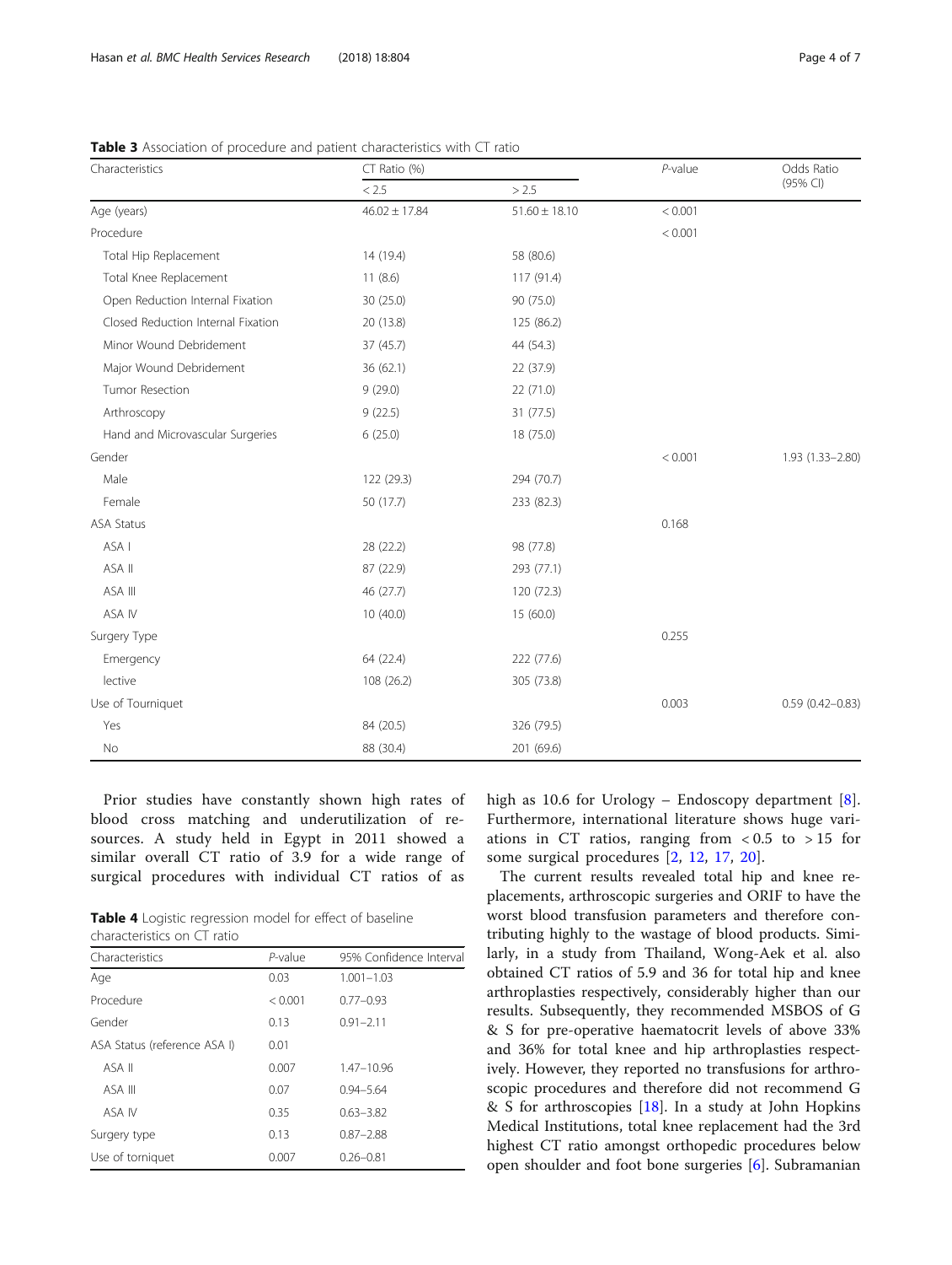**Table 3** Association of procedure and patient characteristics with CT ratio

| Characteristics | CT Ratio (%) | | *P*-value | Odds Ratio (95% CI) |
|---|---|---|---|---|
| | < 2.5 | > 2.5 | | |
| Age (years) | 46.02 ± 17.84 | 51.60 ± 18.10 | < 0.001 | |
| Procedure | | | < 0.001 | |
| Total Hip Replacement | 14 (19.4) | 58 (80.6) | | |
| Total Knee Replacement | 11 (8.6) | 117 (91.4) | | |
| Open Reduction Internal Fixation | 30 (25.0) | 90 (75.0) | | |
| Closed Reduction Internal Fixation | 20 (13.8) | 125 (86.2) | | |
| Minor Wound Debridement | 37 (45.7) | 44 (54.3) | | |
| Major Wound Debridement | 36 (62.1) | 22 (37.9) | | |
| Tumor Resection | 9 (29.0) | 22 (71.0) | | |
| Arthroscopy | 9 (22.5) | 31 (77.5) | | |
| Hand and Microvascular Surgeries | 6 (25.0) | 18 (75.0) | | |
| Gender | | | < 0.001 | 1.93 (1.33–2.80) |
| Male | 122 (29.3) | 294 (70.7) | | |
| Female | 50 (17.7) | 233 (82.3) | | |
| ASA Status | | | 0.168 | |
| ASA I | 28 (22.2) | 98 (77.8) | | |
| ASA II | 87 (22.9) | 293 (77.1) | | |
| ASA III | 46 (27.7) | 120 (72.3) | | |
| ASA IV | 10 (40.0) | 15 (60.0) | | |
| Surgery Type | | | 0.255 | |
| Emergency | 64 (22.4) | 222 (77.6) | | |
| lective | 108 (26.2) | 305 (73.8) | | |
| Use of Tourniquet | | | 0.003 | 0.59 (0.42–0.83) |
| Yes | 84 (20.5) | 326 (79.5) | | |
| No | 88 (30.4) | 201 (69.6) | | |

Prior studies have constantly shown high rates of blood cross matching and underutilization of resources. A study held in Egypt in 2011 showed a similar overall CT ratio of 3.9 for a wide range of surgical procedures with individual CT ratios of as high as 10.6 for Urology – Endoscopy department [8]. Furthermore, international literature shows huge variations in CT ratios, ranging from < 0.5 to > 15 for some surgical procedures [2, 12, 17, 20].

**Table 4** Logistic regression model for effect of baseline characteristics on CT ratio

| Characteristics | *P*-value | 95% Confidence Interval |
|---|---|---|
| Age | 0.03 | 1.001–1.03 |
| Procedure | < 0.001 | 0.77–0.93 |
| Gender | 0.13 | 0.91–2.11 |
| ASA Status (reference ASA I) | 0.01 | |
| ASA II | 0.007 | 1.47–10.96 |
| ASA III | 0.07 | 0.94–5.64 |
| ASA IV | 0.35 | 0.63–3.82 |
| Surgery type | 0.13 | 0.87–2.88 |
| Use of torniquet | 0.007 | 0.26–0.81 |

The current results revealed total hip and knee replacements, arthroscopic surgeries and ORIF to have the worst blood transfusion parameters and therefore contributing highly to the wastage of blood products. Similarly, in a study from Thailand, Wong-Aek et al. also obtained CT ratios of 5.9 and 36 for total hip and knee arthroplasties respectively, considerably higher than our results. Subsequently, they recommended MSBOS of G & S for pre-operative haematocrit levels of above 33% and 36% for total knee and hip arthroplasties respectively. However, they reported no transfusions for arthroscopic procedures and therefore did not recommend G & S for arthroscopies [18]. In a study at John Hopkins Medical Institutions, total knee replacement had the 3rd highest CT ratio amongst orthopedic procedures below open shoulder and foot bone surgeries [6]. Subramanian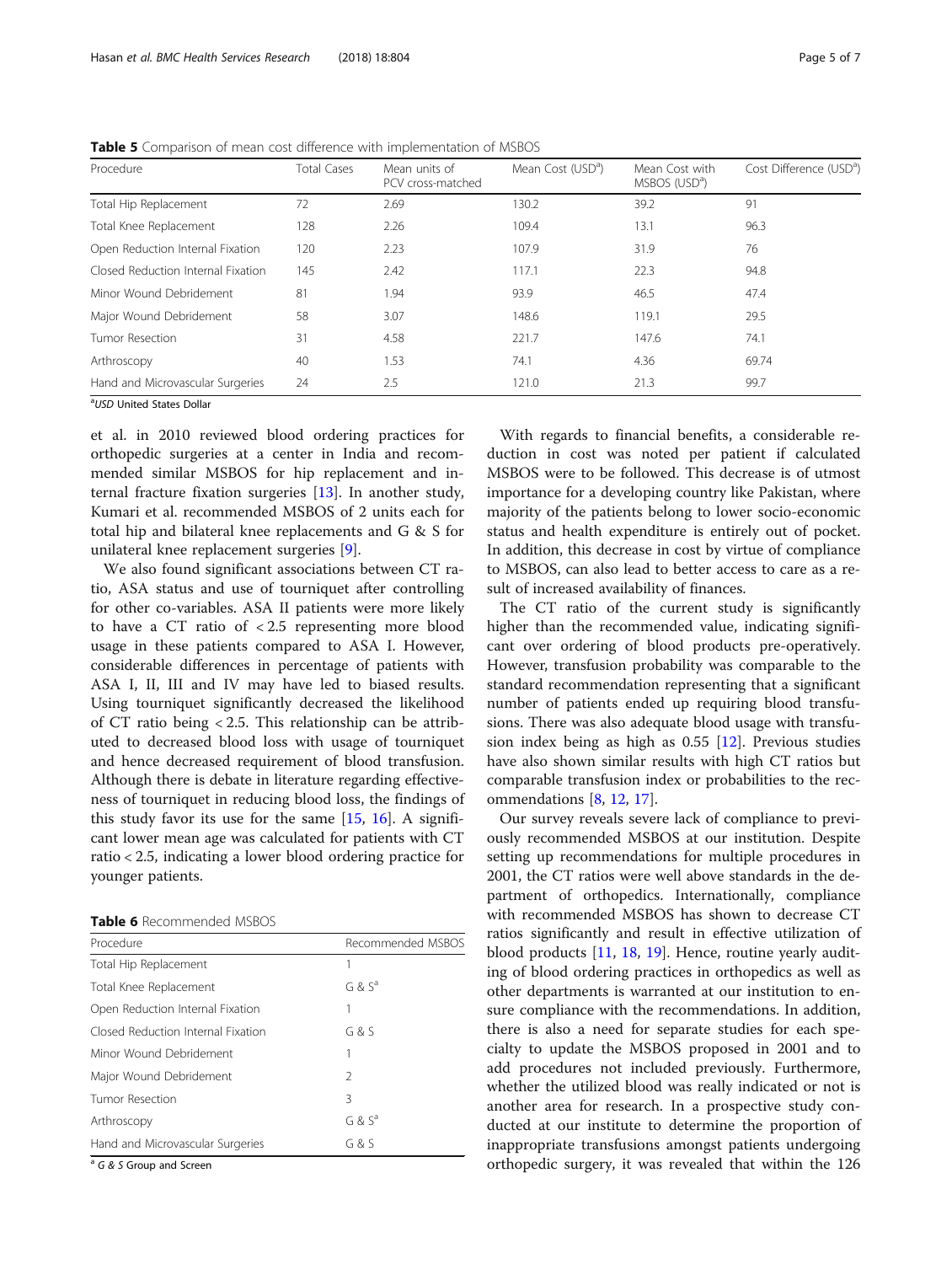**Table 5** Comparison of mean cost difference with implementation of MSBOS

| Procedure | Total Cases | Mean units of PCV cross-matched | Mean Cost (USD[a]) | Mean Cost with MSBOS (USD[a]) | Cost Difference (USD[a]) |
|---|---|---|---|---|---|
| Total Hip Replacement | 72 | 2.69 | 130.2 | 39.2 | 91 |
| Total Knee Replacement | 128 | 2.26 | 109.4 | 13.1 | 96.3 |
| Open Reduction Internal Fixation | 120 | 2.23 | 107.9 | 31.9 | 76 |
| Closed Reduction Internal Fixation | 145 | 2.42 | 117.1 | 22.3 | 94.8 |
| Minor Wound Debridement | 81 | 1.94 | 93.9 | 46.5 | 47.4 |
| Major Wound Debridement | 58 | 3.07 | 148.6 | 119.1 | 29.5 |
| Tumor Resection | 31 | 4.58 | 221.7 | 147.6 | 74.1 |
| Arthroscopy | 40 | 1.53 | 74.1 | 4.36 | 69.74 |
| Hand and Microvascular Surgeries | 24 | 2.5 | 121.0 | 21.3 | 99.7 |

[a]*USD* United States Dollar

et al. in 2010 reviewed blood ordering practices for orthopedic surgeries at a center in India and recommended similar MSBOS for hip replacement and internal fracture fixation surgeries [13]. In another study, Kumari et al. recommended MSBOS of 2 units each for total hip and bilateral knee replacements and G & S for unilateral knee replacement surgeries [9].

We also found significant associations between CT ratio, ASA status and use of tourniquet after controlling for other co-variables. ASA II patients were more likely to have a CT ratio of < 2.5 representing more blood usage in these patients compared to ASA I. However, considerable differences in percentage of patients with ASA I, II, III and IV may have led to biased results. Using tourniquet significantly decreased the likelihood of CT ratio being < 2.5. This relationship can be attributed to decreased blood loss with usage of tourniquet and hence decreased requirement of blood transfusion. Although there is debate in literature regarding effectiveness of tourniquet in reducing blood loss, the findings of this study favor its use for the same [15, 16]. A significant lower mean age was calculated for patients with CT ratio < 2.5, indicating a lower blood ordering practice for younger patients.

**Table 6** Recommended MSBOS

| Procedure | Recommended MSBOS |
|---|---|
| Total Hip Replacement | 1 |
| Total Knee Replacement | G & S[a] |
| Open Reduction Internal Fixation | 1 |
| Closed Reduction Internal Fixation | G & S |
| Minor Wound Debridement | 1 |
| Major Wound Debridement | 2 |
| Tumor Resection | 3 |
| Arthroscopy | G & S[a] |
| Hand and Microvascular Surgeries | G & S |

[a] *G & S* Group and Screen

With regards to financial benefits, a considerable reduction in cost was noted per patient if calculated MSBOS were to be followed. This decrease is of utmost importance for a developing country like Pakistan, where majority of the patients belong to lower socio-economic status and health expenditure is entirely out of pocket. In addition, this decrease in cost by virtue of compliance to MSBOS, can also lead to better access to care as a result of increased availability of finances.

The CT ratio of the current study is significantly higher than the recommended value, indicating significant over ordering of blood products pre-operatively. However, transfusion probability was comparable to the standard recommendation representing that a significant number of patients ended up requiring blood transfusions. There was also adequate blood usage with transfusion index being as high as 0.55 [12]. Previous studies have also shown similar results with high CT ratios but comparable transfusion index or probabilities to the recommendations [8, 12, 17].

Our survey reveals severe lack of compliance to previously recommended MSBOS at our institution. Despite setting up recommendations for multiple procedures in 2001, the CT ratios were well above standards in the department of orthopedics. Internationally, compliance with recommended MSBOS has shown to decrease CT ratios significantly and result in effective utilization of blood products [11, 18, 19]. Hence, routine yearly auditing of blood ordering practices in orthopedics as well as other departments is warranted at our institution to ensure compliance with the recommendations. In addition, there is also a need for separate studies for each specialty to update the MSBOS proposed in 2001 and to add procedures not included previously. Furthermore, whether the utilized blood was really indicated or not is another area for research. In a prospective study conducted at our institute to determine the proportion of inappropriate transfusions amongst patients undergoing orthopedic surgery, it was revealed that within the 126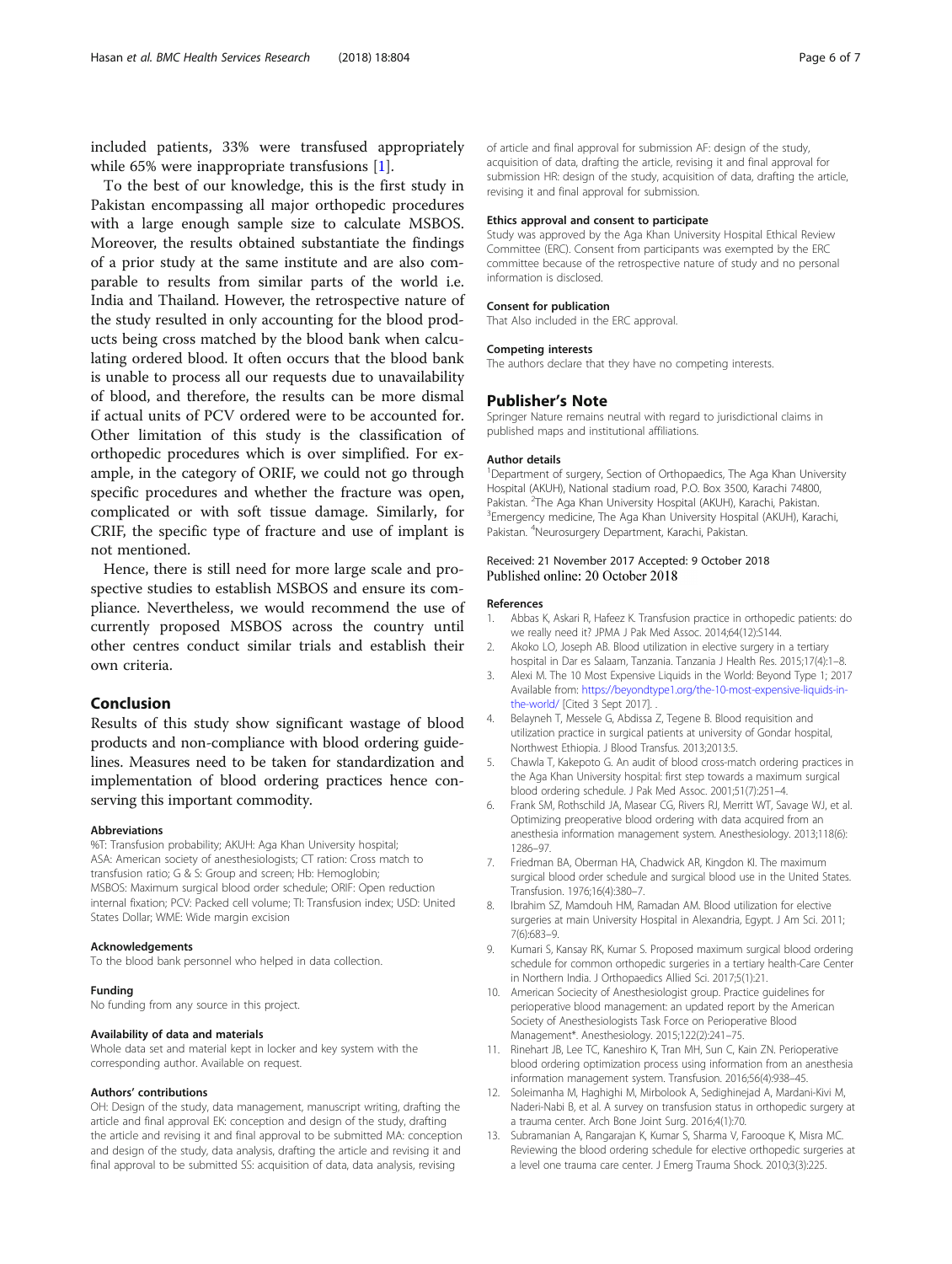included patients, 33% were transfused appropriately while 65% were inappropriate transfusions [1].

To the best of our knowledge, this is the first study in Pakistan encompassing all major orthopedic procedures with a large enough sample size to calculate MSBOS. Moreover, the results obtained substantiate the findings of a prior study at the same institute and are also comparable to results from similar parts of the world i.e. India and Thailand. However, the retrospective nature of the study resulted in only accounting for the blood products being cross matched by the blood bank when calculating ordered blood. It often occurs that the blood bank is unable to process all our requests due to unavailability of blood, and therefore, the results can be more dismal if actual units of PCV ordered were to be accounted for. Other limitation of this study is the classification of orthopedic procedures which is over simplified. For example, in the category of ORIF, we could not go through specific procedures and whether the fracture was open, complicated or with soft tissue damage. Similarly, for CRIF, the specific type of fracture and use of implant is not mentioned.

Hence, there is still need for more large scale and prospective studies to establish MSBOS and ensure its compliance. Nevertheless, we would recommend the use of currently proposed MSBOS across the country until other centres conduct similar trials and establish their own criteria.

## Conclusion

Results of this study show significant wastage of blood products and non-compliance with blood ordering guidelines. Measures need to be taken for standardization and implementation of blood ordering practices hence conserving this important commodity.

### Abbreviations

%T: Transfusion probability; AKUH: Aga Khan University hospital; ASA: American society of anesthesiologists; CT ration: Cross match to transfusion ratio; G & S: Group and screen; Hb: Hemoglobin; MSBOS: Maximum surgical blood order schedule; ORIF: Open reduction internal fixation; PCV: Packed cell volume; TI: Transfusion index; USD: United States Dollar; WME: Wide margin excision

### Acknowledgements

To the blood bank personnel who helped in data collection.

### Funding

No funding from any source in this project.

### Availability of data and materials

Whole data set and material kept in locker and key system with the corresponding author. Available on request.

### Authors' contributions

OH: Design of the study, data management, manuscript writing, drafting the article and final approval EK: conception and design of the study, drafting the article and revising it and final approval to be submitted MA: conception and design of the study, data analysis, drafting the article and revising it and final approval to be submitted SS: acquisition of data, data analysis, revising of article and final approval for submission AF: design of the study, acquisition of data, drafting the article, revising it and final approval for submission HR: design of the study, acquisition of data, drafting the article, revising it and final approval for submission.

### Ethics approval and consent to participate

Study was approved by the Aga Khan University Hospital Ethical Review Committee (ERC). Consent from participants was exempted by the ERC committee because of the retrospective nature of study and no personal information is disclosed.

### Consent for publication

That Also included in the ERC approval.

### Competing interests

The authors declare that they have no competing interests.

## Publisher's Note

Springer Nature remains neutral with regard to jurisdictional claims in published maps and institutional affiliations.

### Author details

[1]Department of surgery, Section of Orthopaedics, The Aga Khan University Hospital (AKUH), National stadium road, P.O. Box 3500, Karachi 74800, Pakistan. [2]The Aga Khan University Hospital (AKUH), Karachi, Pakistan. [3]Emergency medicine, The Aga Khan University Hospital (AKUH), Karachi, Pakistan. [4]Neurosurgery Department, Karachi, Pakistan.

Received: 21 November 2017 Accepted: 9 October 2018
Published online: 20 October 2018

### References

1. Abbas K, Askari R, Hafeez K. Transfusion practice in orthopedic patients: do we really need it? JPMA J Pak Med Assoc. 2014;64(12):S144.
2. Akoko LO, Joseph AB. Blood utilization in elective surgery in a tertiary hospital in Dar es Salaam, Tanzania. Tanzania J Health Res. 2015;17(4):1–8.
3. Alexi M. The 10 Most Expensive Liquids in the World: Beyond Type 1; 2017 Available from: https://beyondtype1.org/the-10-most-expensive-liquids-in-the-world/ [Cited 3 Sept 2017]. .
4. Belayneh T, Messele G, Abdissa Z, Tegene B. Blood requisition and utilization practice in surgical patients at university of Gondar hospital, Northwest Ethiopia. J Blood Transfus. 2013;2013:5.
5. Chawla T, Kakepoto G. An audit of blood cross-match ordering practices in the Aga Khan University hospital: first step towards a maximum surgical blood ordering schedule. J Pak Med Assoc. 2001;51(7):251–4.
6. Frank SM, Rothschild JA, Masear CG, Rivers RJ, Merritt WT, Savage WJ, et al. Optimizing preoperative blood ordering with data acquired from an anesthesia information management system. Anesthesiology. 2013;118(6):1286–97.
7. Friedman BA, Oberman HA, Chadwick AR, Kingdon KI. The maximum surgical blood order schedule and surgical blood use in the United States. Transfusion. 1976;16(4):380–7.
8. Ibrahim SZ, Mamdouh HM, Ramadan AM. Blood utilization for elective surgeries at main University Hospital in Alexandria, Egypt. J Am Sci. 2011;7(6):683–9.
9. Kumari S, Kansay RK, Kumar S. Proposed maximum surgical blood ordering schedule for common orthopedic surgeries in a tertiary health-Care Center in Northern India. J Orthopaedics Allied Sci. 2017;5(1):21.
10. American Sociecity of Anesthesiologist group. Practice guidelines for perioperative blood management: an updated report by the American Society of Anesthesiologists Task Force on Perioperative Blood Management*. Anesthesiology. 2015;122(2):241–75.
11. Rinehart JB, Lee TC, Kaneshiro K, Tran MH, Sun C, Kain ZN. Perioperative blood ordering optimization process using information from an anesthesia information management system. Transfusion. 2016;56(4):938–45.
12. Soleimanha M, Haghighi M, Mirbolook A, Sedighinejad A, Mardani-Kivi M, Naderi-Nabi B, et al. A survey on transfusion status in orthopedic surgery at a trauma center. Arch Bone Joint Surg. 2016;4(1):70.
13. Subramanian A, Rangarajan K, Kumar S, Sharma V, Farooque K, Misra MC. Reviewing the blood ordering schedule for elective orthopedic surgeries at a level one trauma care center. J Emerg Trauma Shock. 2010;3(3):225.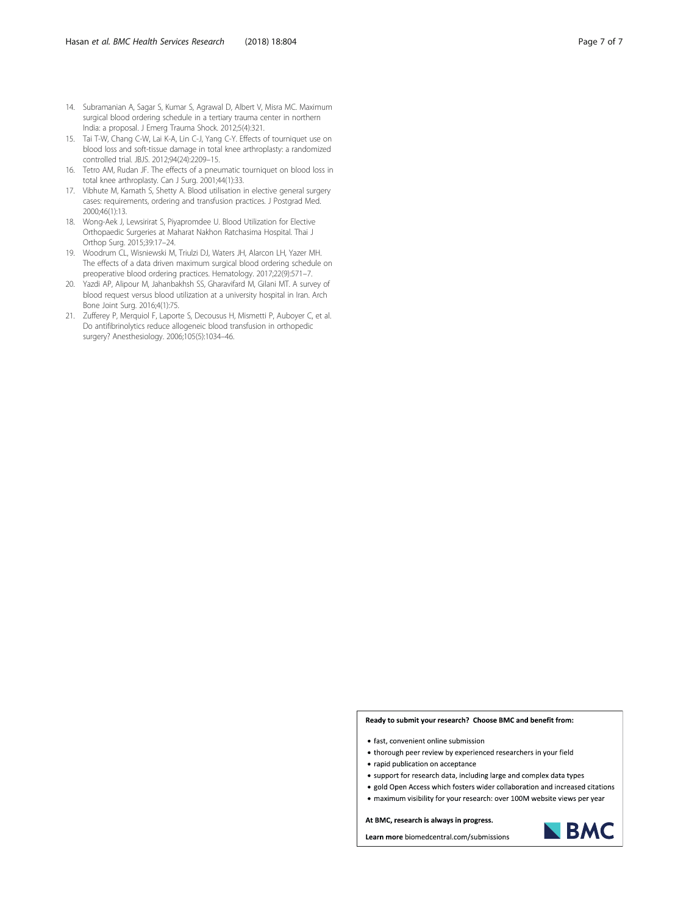14. Subramanian A, Sagar S, Kumar S, Agrawal D, Albert V, Misra MC. Maximum surgical blood ordering schedule in a tertiary trauma center in northern India: a proposal. J Emerg Trauma Shock. 2012;5(4):321.
15. Tai T-W, Chang C-W, Lai K-A, Lin C-J, Yang C-Y. Effects of tourniquet use on blood loss and soft-tissue damage in total knee arthroplasty: a randomized controlled trial. JBJS. 2012;94(24):2209–15.
16. Tetro AM, Rudan JF. The effects of a pneumatic tourniquet on blood loss in total knee arthroplasty. Can J Surg. 2001;44(1):33.
17. Vibhute M, Kamath S, Shetty A. Blood utilisation in elective general surgery cases: requirements, ordering and transfusion practices. J Postgrad Med. 2000;46(1):13.
18. Wong-Aek J, Lewsirirat S, Piyapromdee U. Blood Utilization for Elective Orthopaedic Surgeries at Maharat Nakhon Ratchasima Hospital. Thai J Orthop Surg. 2015;39:17–24.
19. Woodrum CL, Wisniewski M, Triulzi DJ, Waters JH, Alarcon LH, Yazer MH. The effects of a data driven maximum surgical blood ordering schedule on preoperative blood ordering practices. Hematology. 2017;22(9):571–7.
20. Yazdi AP, Alipour M, Jahanbakhsh SS, Gharavifard M, Gilani MT. A survey of blood request versus blood utilization at a university hospital in Iran. Arch Bone Joint Surg. 2016;4(1):75.
21. Zufferey P, Merquiol F, Laporte S, Decousus H, Mismetti P, Auboyer C, et al. Do antifibrinolytics reduce allogeneic blood transfusion in orthopedic surgery? Anesthesiology. 2006;105(5):1034–46.

**Ready to submit your research? Choose BMC and benefit from:**

- fast, convenient online submission
- thorough peer review by experienced researchers in your field
- rapid publication on acceptance
- support for research data, including large and complex data types
- gold Open Access which fosters wider collaboration and increased citations
- maximum visibility for your research: over 100M website views per year

**At BMC, research is always in progress.**

**Learn more** biomedcentral.com/submissions

BMC